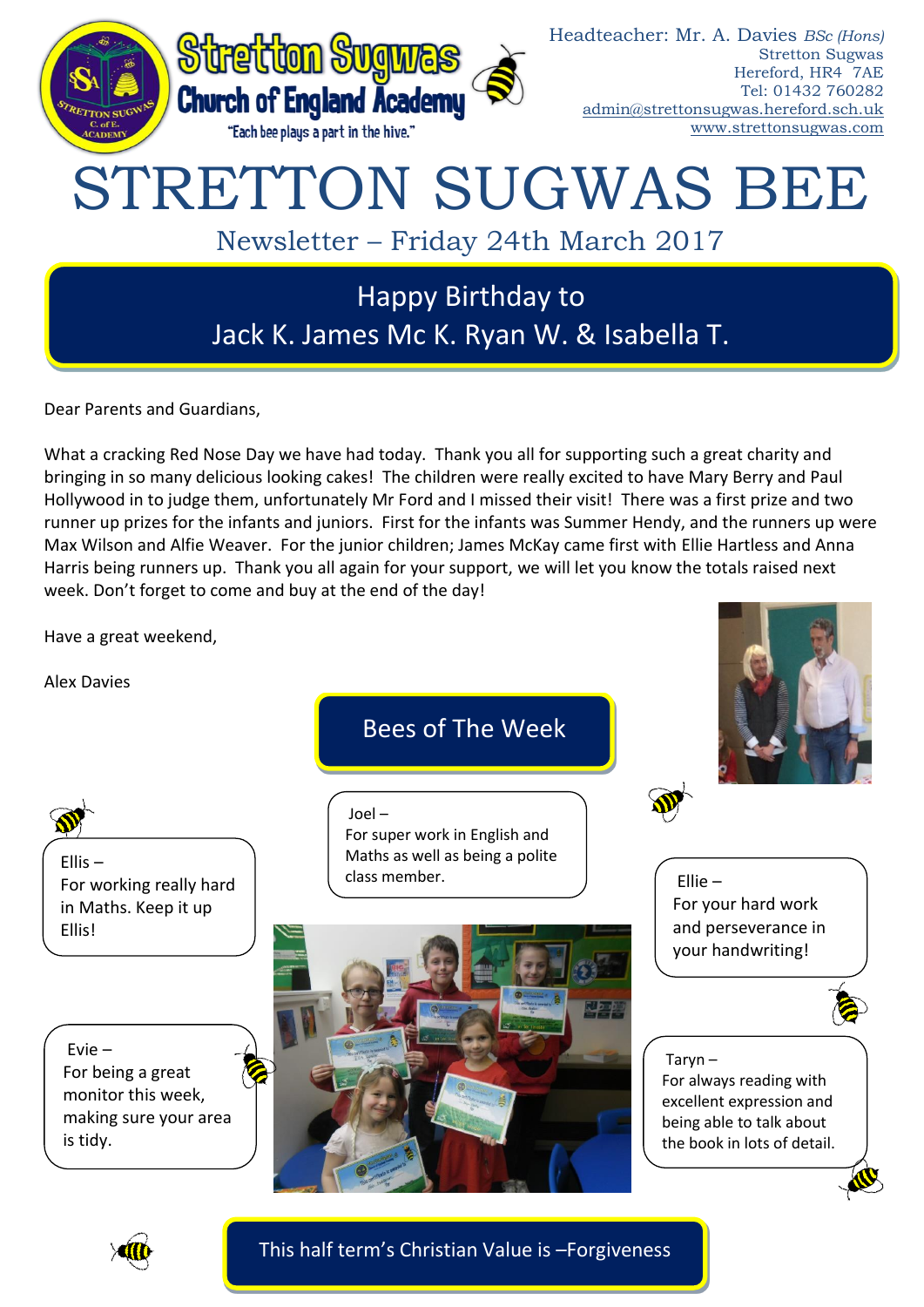Stretton Sugwas Church of England Academy

"Each bee plays a part in the hive."

Headteacher: Mr. A. Davies *BSc (Hons)*
Stretton Sugwas
Hereford, HR4 7AE
Tel: 01432 760282
admin@strettonsugwas.hereford.sch.uk
www.strettonsugwas.com

# STRETTON SUGWAS BEE

## Newsletter – Friday 24th March 2017

### Happy Birthday to Jack K. James Mc K. Ryan W. & Isabella T.

Dear Parents and Guardians,

What a cracking Red Nose Day we have had today. Thank you all for supporting such a great charity and bringing in so many delicious looking cakes! The children were really excited to have Mary Berry and Paul Hollywood in to judge them, unfortunately Mr Ford and I missed their visit! There was a first prize and two runner up prizes for the infants and juniors. First for the infants was Summer Hendy, and the runners up were Max Wilson and Alfie Weaver. For the junior children; James McKay came first with Ellie Hartless and Anna Harris being runners up. Thank you all again for your support, we will let you know the totals raised next week. Don't forget to come and buy at the end of the day!

Have a great weekend,

Alex Davies

### Bees of The Week

Ellis – For working really hard in Maths. Keep it up Ellis!

Joel – For super work in English and Maths as well as being a polite class member.

Ellie – For your hard work and perseverance in your handwriting!

Evie – For being a great monitor this week, making sure your area is tidy.

Taryn – For always reading with excellent expression and being able to talk about the book in lots of detail.

This half term's Christian Value is –Forgiveness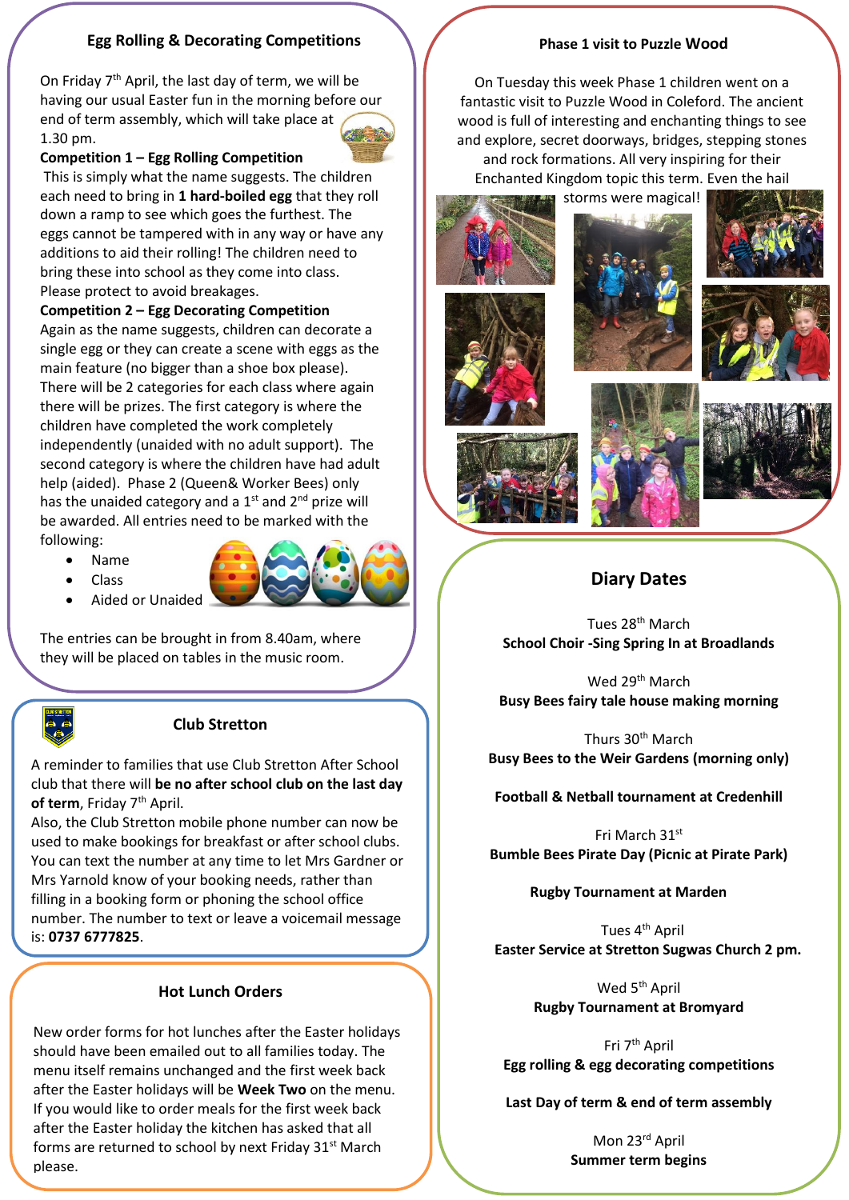## Egg Rolling & Decorating Competitions

On Friday 7th April, the last day of term, we will be having our usual Easter fun in the morning before our end of term assembly, which will take place at 1.30 pm.

**Competition 1 – Egg Rolling Competition**
This is simply what the name suggests. The children each need to bring in **1 hard-boiled egg** that they roll down a ramp to see which goes the furthest. The eggs cannot be tampered with in any way or have any additions to aid their rolling! The children need to bring these into school as they come into class. Please protect to avoid breakages.

**Competition 2 – Egg Decorating Competition**
Again as the name suggests, children can decorate a single egg or they can create a scene with eggs as the main feature (no bigger than a shoe box please). There will be 2 categories for each class where again there will be prizes. The first category is where the children have completed the work completely independently (unaided with no adult support). The second category is where the children have had adult help (aided). Phase 2 (Queen& Worker Bees) only has the unaided category and a 1st and 2nd prize will be awarded. All entries need to be marked with the following:

- Name
- Class
- Aided or Unaided

The entries can be brought in from 8.40am, where they will be placed on tables in the music room.

## Club Stretton

A reminder to families that use Club Stretton After School club that there will **be no after school club on the last day of term**, Friday 7th April.
Also, the Club Stretton mobile phone number can now be used to make bookings for breakfast or after school clubs. You can text the number at any time to let Mrs Gardner or Mrs Yarnold know of your booking needs, rather than filling in a booking form or phoning the school office number. The number to text or leave a voicemail message is: **0737 6777825**.

## Hot Lunch Orders

New order forms for hot lunches after the Easter holidays should have been emailed out to all families today. The menu itself remains unchanged and the first week back after the Easter holidays will be **Week Two** on the menu. If you would like to order meals for the first week back after the Easter holiday the kitchen has asked that all forms are returned to school by next Friday 31st March please.

## Phase 1 visit to Puzzle Wood

On Tuesday this week Phase 1 children went on a fantastic visit to Puzzle Wood in Coleford. The ancient wood is full of interesting and enchanting things to see and explore, secret doorways, bridges, stepping stones and rock formations. All very inspiring for their Enchanted Kingdom topic this term. Even the hail storms were magical!

## Diary Dates

Tues 28th March
**School Choir -Sing Spring In at Broadlands**

Wed 29th March
**Busy Bees fairy tale house making morning**

Thurs 30th March
**Busy Bees to the Weir Gardens (morning only)**

**Football & Netball tournament at Credenhill**

Fri March 31st
**Bumble Bees Pirate Day (Picnic at Pirate Park)**

**Rugby Tournament at Marden**

Tues 4th April
**Easter Service at Stretton Sugwas Church 2 pm.**

Wed 5th April
**Rugby Tournament at Bromyard**

Fri 7th April
**Egg rolling & egg decorating competitions**

**Last Day of term & end of term assembly**

Mon 23rd April
**Summer term begins**